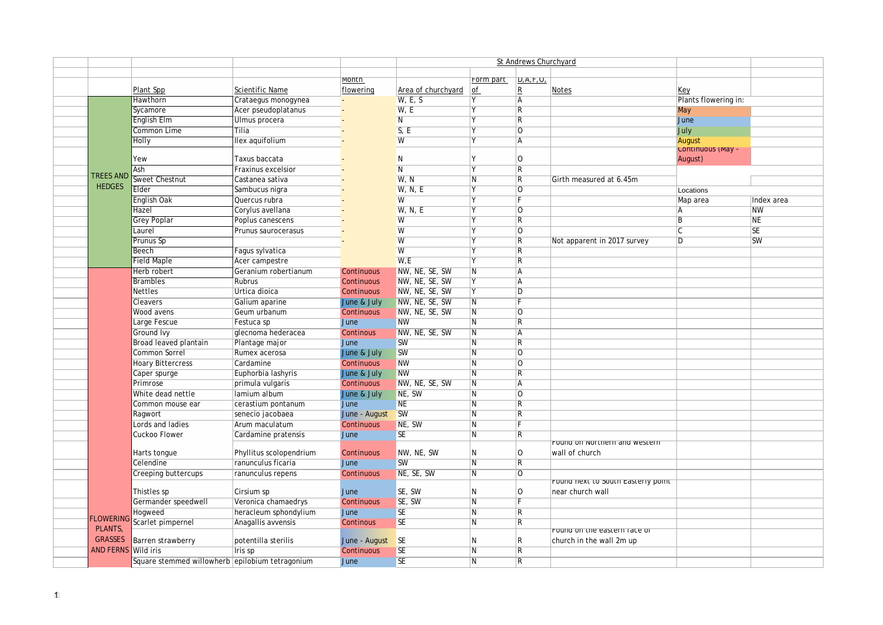| | | | | St Andrews Churchyard | | | | | |
|---|---|---|---|---|---|---|---|---|---|
| | Plant Spp | Scientific Name | Month flowering | Area of churchyard | Form part of | D,A,F,O,R | Notes | Key | |
| TREES AND HEDGES | Hawthorn | Crataegus monogynea | - | W, E, S | Y | A | | Plants flowering in: | |
| | Sycamore | Acer pseudoplatanus | - | W, E | Y | R | | May | |
| | English Elm | Ulmus procera | - | N | Y | R | | June | |
| | Common Lime | Tilia | - | S, E | Y | O | | July | |
| | Holly | Ilex aquifolium | - | W | Y | A | | August | |
| | Yew | Taxus baccata | - | N | Y | O | | Continuous (May - August) | |
| | Ash | Fraxinus excelsior | - | N | Y | R | | | |
| | Sweet Chestnut | Castanea sativa | - | W, N | N | R | Girth measured at 6.45m | | |
| | Elder | Sambucus nigra | - | W, N, E | Y | O | | Locations | |
| | English Oak | Quercus rubra | - | W | Y | F | | Map area | Index area |
| | Hazel | Corylus avellana | - | W, N, E | Y | O | | A | NW |
| | Grey Poplar | Poplus canescens | - | W | Y | R | | B | NE |
| | Laurel | Prunus saurocerasus | - | W | Y | O | | C | SE |
| | Prunus Sp | | - | W | Y | R | Not apparent in 2017 survey | D | SW |
| | Beech | Fagus sylvatica | | W | Y | R | | | |
| | Field Maple | Acer campestre | | W,E | Y | R | | | |
| FLOWERING PLANTS, GRASSES AND FERNS | Herb robert | Geranium robertianum | Continuous | NW, NE, SE, SW | N | A | | | |
| | Brambles | Rubrus | Continuous | NW, NE, SE, SW | Y | A | | | |
| | Nettles | Urtica dioica | Continuous | NW, NE, SE, SW | Y | D | | | |
| | Cleavers | Galium aparine | June & July | NW, NE, SE, SW | N | F | | | |
| | Wood avens | Geum urbanum | Continuous | NW, NE, SE, SW | N | O | | | |
| | Large Fescue | Festuca sp | June | NW | N | R | | | |
| | Ground Ivy | glecnoma hederacea | Continous | NW, NE, SE, SW | N | A | | | |
| | Broad leaved plantain | Plantage major | June | SW | N | R | | | |
| | Common Sorrel | Rumex acerosa | June & July | SW | N | O | | | |
| | Hoary Bittercress | Cardamine | Continuous | NW | N | O | | | |
| | Caper spurge | Euphorbia lashyris | June & July | NW | N | R | | | |
| | Primrose | primula vulgaris | Continuous | NW, NE, SE, SW | N | A | | | |
| | White dead nettle | lamium album | June & July | NE, SW | N | O | | | |
| | Common mouse ear | cerastium pontanum | June | NE | N | R | | | |
| | Ragwort | senecio jacobaea | June - August | SW | N | R | | | |
| | Lords and ladies | Arum maculatum | Continuous | NE, SW | N | F | | | |
| | Cuckoo Flower | Cardamine pratensis | June | SE | N | R | | | |
| | Harts tongue | Phyllitus scolopendrium | Continuous | NW, NE, SW | N | O | Found on Northern and western wall of church | | |
| | Celendine | ranunculus ficaria | June | SW | N | R | | | |
| | Creeping buttercups | ranunculus repens | Continuous | NE, SE, SW | N | O | | | |
| | Thistles sp | Cirsium sp | June | SE, SW | N | O | Found next to South Easterly point near church wall | | |
| | Germander speedwell | Veronica chamaedrys | Continuous | SE, SW | N | F | | | |
| | Hogweed | heracleum sphondylium | June | SE | N | R | | | |
| | Scarlet pimpernel | Anagallis avvensis | Continous | SE | N | R | | | |
| | Barren strawberry | potentilla sterilis | June - August | SE | N | R | Found on the eastern face of church in the wall 2m up | | |
| | Wild iris | Iris sp | Continuous | SE | N | R | | | |
| | Square stemmed willowherb | epilobium tetragonum | June | SE | N | R | | | |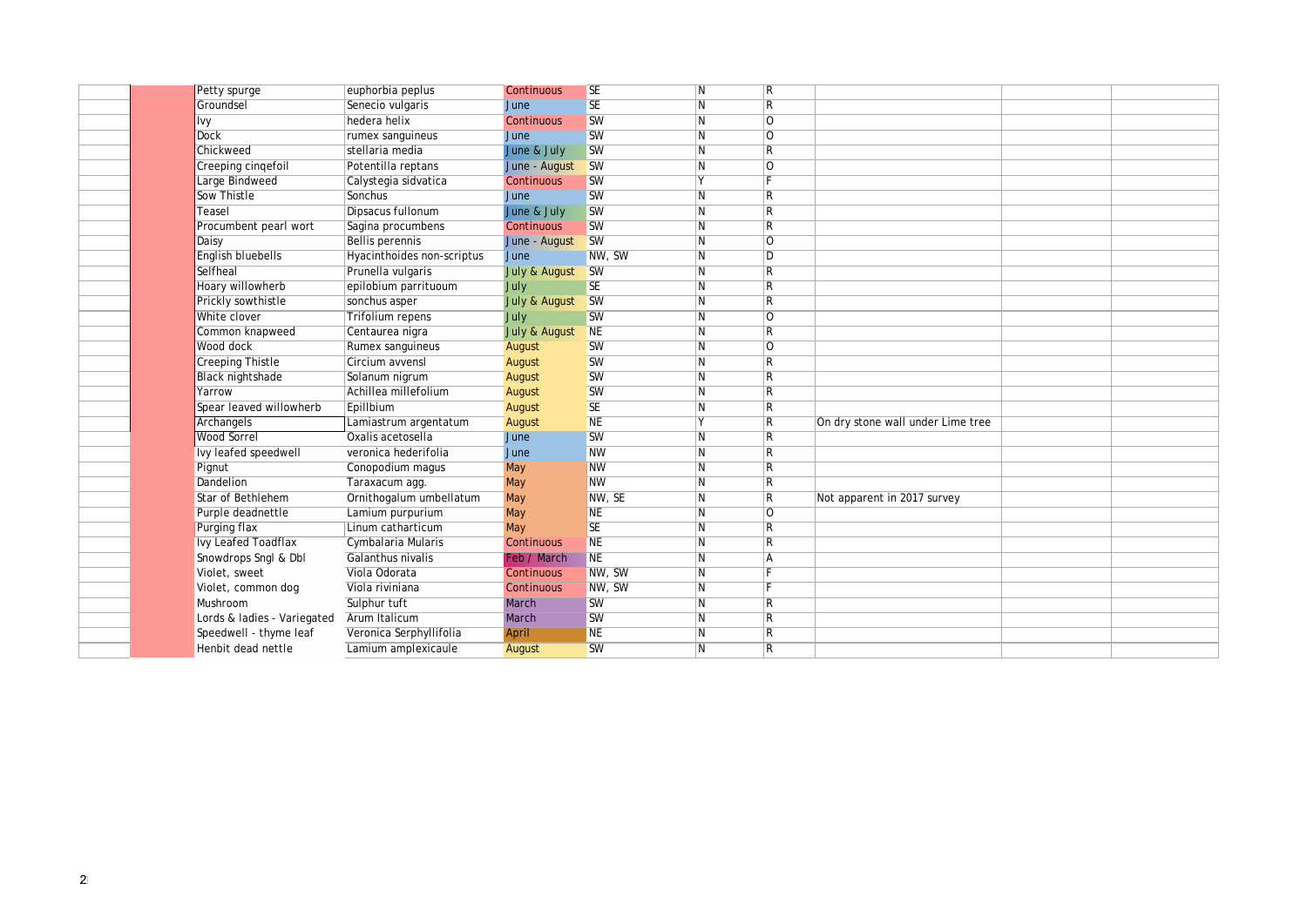| | | | | | | | | | | |
|---|---|---|---|---|---|---|---|---|---|---|
| | | Petty spurge | euphorbia peplus | Continuous | SE | N | R | | | |
| | | Groundsel | Senecio vulgaris | June | SE | N | R | | | |
| | | Ivy | hedera helix | Continuous | SW | N | O | | | |
| | | Dock | rumex sanguineus | June | SW | N | O | | | |
| | | Chickweed | stellaria media | June & July | SW | N | R | | | |
| | | Creeping cinqefoil | Potentilla reptans | June - August | SW | N | O | | | |
| | | Large Bindweed | Calystegia sidvatica | Continuous | SW | Y | F | | | |
| | | Sow Thistle | Sonchus | June | SW | N | R | | | |
| | | Teasel | Dipsacus fullonum | June & July | SW | N | R | | | |
| | | Procumbent pearl wort | Sagina procumbens | Continuous | SW | N | R | | | |
| | | Daisy | Bellis perennis | June - August | SW | N | O | | | |
| | | English bluebells | Hyacinthoides non-scriptus | June | NW, SW | N | D | | | |
| | | Selfheal | Prunella vulgaris | July & August | SW | N | R | | | |
| | | Hoary willowherb | epilobium parrituoum | July | SE | N | R | | | |
| | | Prickly sowthistle | sonchus asper | July & August | SW | N | R | | | |
| | | White clover | Trifolium repens | July | SW | N | O | | | |
| | | Common knapweed | Centaurea nigra | July & August | NE | N | R | | | |
| | | Wood dock | Rumex sanguineus | August | SW | N | O | | | |
| | | Creeping Thistle | Circium avvensl | August | SW | N | R | | | |
| | | Black nightshade | Solanum nigrum | August | SW | N | R | | | |
| | | Yarrow | Achillea millefolium | August | SW | N | R | | | |
| | | Spear leaved willowherb | Epillbium | August | SE | N | R | | | |
| | | Archangels | Lamiastrum argentatum | August | NE | Y | R | On dry stone wall under Lime tree | | |
| | | Wood Sorrel | Oxalis acetosella | June | SW | N | R | | | |
| | | Ivy leafed speedwell | veronica hederifolia | June | NW | N | R | | | |
| | | Pignut | Conopodium magus | May | NW | N | R | | | |
| | | Dandelion | Taraxacum agg. | May | NW | N | R | | | |
| | | Star of Bethlehem | Ornithogalum umbellatum | May | NW, SE | N | R | Not apparent in 2017 survey | | |
| | | Purple deadnettle | Lamium purpurium | May | NE | N | O | | | |
| | | Purging flax | Linum catharticum | May | SE | N | R | | | |
| | | Ivy Leafed Toadflax | Cymbalaria Mularis | Continuous | NE | N | R | | | |
| | | Snowdrops Sngl & Dbl | Galanthus nivalis | Feb / March | NE | N | A | | | |
| | | Violet, sweet | Viola Odorata | Continuous | NW, SW | N | F | | | |
| | | Violet, common dog | Viola riviniana | Continuous | NW, SW | N | F | | | |
| | | Mushroom | Sulphur tuft | March | SW | N | R | | | |
| | | Lords & ladies - Variegated | Arum Italicum | March | SW | N | R | | | |
| | | Speedwell - thyme leaf | Veronica Serphyllifolia | April | NE | N | R | | | |
| | | Henbit dead nettle | Lamium amplexicaule | August | SW | N | R | | | |